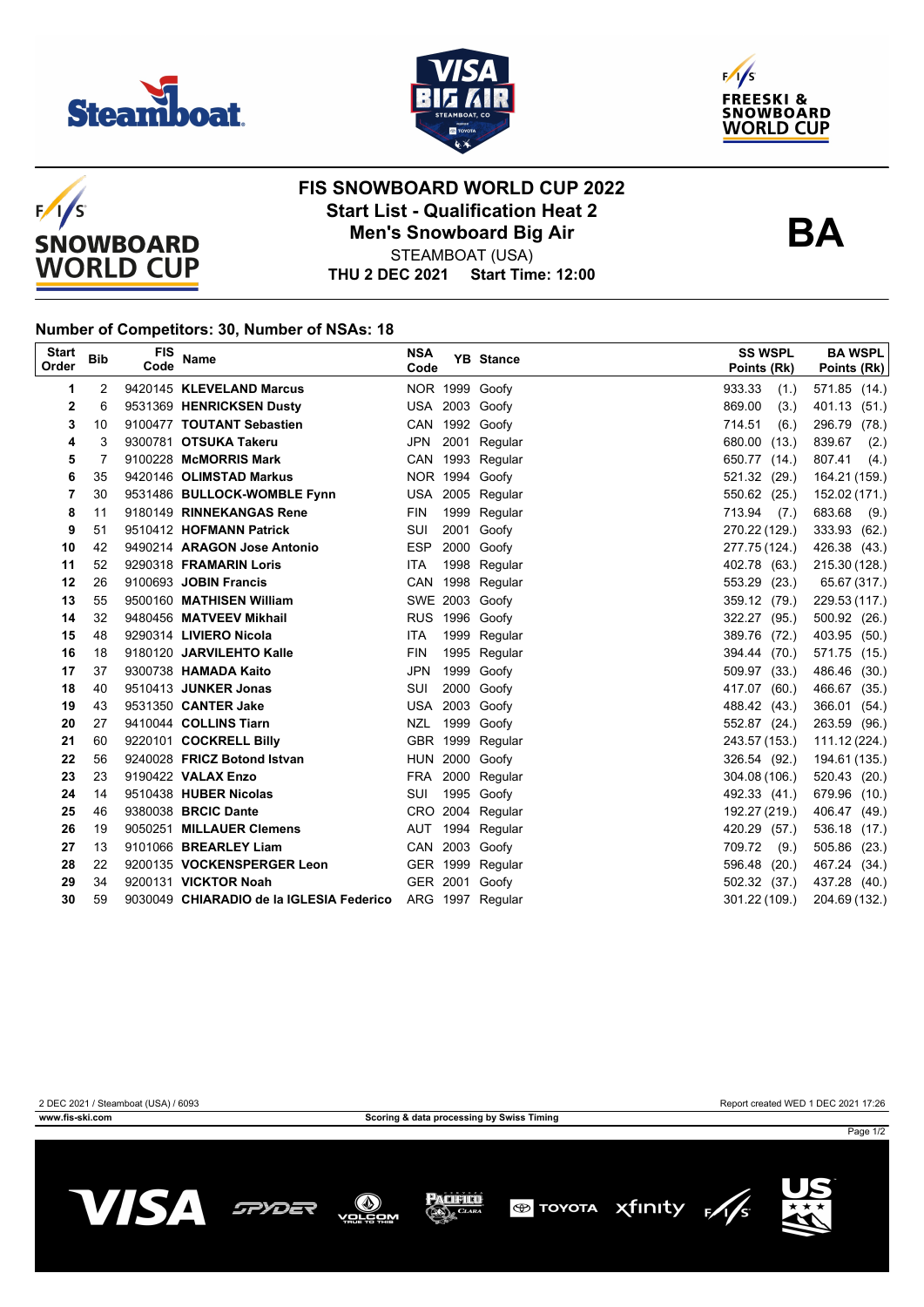# FIS SNOWBOARD WORLD CUP 2022

## Start List - Qualification Heat 2

## Men's Snowboard Big Air

STEAMBOAT (USA)

**THU 2 DEC 2021 Start Time: 12:00**

**BA**

### Number of Competitors: 30, Number of NSAs: 18

| Start Order | Bib | FIS Code | Name | NSA Code | YB | Stance | SS WSPL Points (Rk) | BA WSPL Points (Rk) |
|---|---|---|---|---|---|---|---|---|
| 1 | 2 | 9420145 | **KLEVELAND Marcus** | NOR | 1999 | Goofy | 933.33 (1.) | 571.85 (14.) |
| 2 | 6 | 9531369 | **HENRICKSEN Dusty** | USA | 2003 | Goofy | 869.00 (3.) | 401.13 (51.) |
| 3 | 10 | 9100477 | **TOUTANT Sebastien** | CAN | 1992 | Goofy | 714.51 (6.) | 296.79 (78.) |
| 4 | 3 | 9300781 | **OTSUKA Takeru** | JPN | 2001 | Regular | 680.00 (13.) | 839.67 (2.) |
| 5 | 7 | 9100228 | **McMORRIS Mark** | CAN | 1993 | Regular | 650.77 (14.) | 807.41 (4.) |
| 6 | 35 | 9420146 | **OLIMSTAD Markus** | NOR | 1994 | Goofy | 521.32 (29.) | 164.21 (159.) |
| 7 | 30 | 9531486 | **BULLOCK-WOMBLE Fynn** | USA | 2005 | Regular | 550.62 (25.) | 152.02 (171.) |
| 8 | 11 | 9180149 | **RINNEKANGAS Rene** | FIN | 1999 | Regular | 713.94 (7.) | 683.68 (9.) |
| 9 | 51 | 9510412 | **HOFMANN Patrick** | SUI | 2001 | Goofy | 270.22 (129.) | 333.93 (62.) |
| 10 | 42 | 9490214 | **ARAGON Jose Antonio** | ESP | 2000 | Goofy | 277.75 (124.) | 426.38 (43.) |
| 11 | 52 | 9290318 | **FRAMARIN Loris** | ITA | 1998 | Regular | 402.78 (63.) | 215.30 (128.) |
| 12 | 26 | 9100693 | **JOBIN Francis** | CAN | 1998 | Regular | 553.29 (23.) | 65.67 (317.) |
| 13 | 55 | 9500160 | **MATHISEN William** | SWE | 2003 | Goofy | 359.12 (79.) | 229.53 (117.) |
| 14 | 32 | 9480456 | **MATVEEV Mikhail** | RUS | 1996 | Goofy | 322.27 (95.) | 500.92 (26.) |
| 15 | 48 | 9290314 | **LIVIERO Nicola** | ITA | 1999 | Regular | 389.76 (72.) | 403.95 (50.) |
| 16 | 18 | 9180120 | **JARVILEHTO Kalle** | FIN | 1995 | Regular | 394.44 (70.) | 571.75 (15.) |
| 17 | 37 | 9300738 | **HAMADA Kaito** | JPN | 1999 | Goofy | 509.97 (33.) | 486.46 (30.) |
| 18 | 40 | 9510413 | **JUNKER Jonas** | SUI | 2000 | Goofy | 417.07 (60.) | 466.67 (35.) |
| 19 | 43 | 9531350 | **CANTER Jake** | USA | 2003 | Goofy | 488.42 (43.) | 366.01 (54.) |
| 20 | 27 | 9410044 | **COLLINS Tiarn** | NZL | 1999 | Goofy | 552.87 (24.) | 263.59 (96.) |
| 21 | 60 | 9220101 | **COCKRELL Billy** | GBR | 1999 | Regular | 243.57 (153.) | 111.12 (224.) |
| 22 | 56 | 9240028 | **FRICZ Botond Istvan** | HUN | 2000 | Goofy | 326.54 (92.) | 194.61 (135.) |
| 23 | 23 | 9190422 | **VALAX Enzo** | FRA | 2000 | Regular | 304.08 (106.) | 520.43 (20.) |
| 24 | 14 | 9510438 | **HUBER Nicolas** | SUI | 1995 | Goofy | 492.33 (41.) | 679.96 (10.) |
| 25 | 46 | 9380038 | **BRCIC Dante** | CRO | 2004 | Regular | 192.27 (219.) | 406.47 (49.) |
| 26 | 19 | 9050251 | **MILLAUER Clemens** | AUT | 1994 | Regular | 420.29 (57.) | 536.18 (17.) |
| 27 | 13 | 9101066 | **BREARLEY Liam** | CAN | 2003 | Goofy | 709.72 (9.) | 505.86 (23.) |
| 28 | 22 | 9200135 | **VOCKENSPERGER Leon** | GER | 1999 | Regular | 596.48 (20.) | 467.24 (34.) |
| 29 | 34 | 9200131 | **VICKTOR Noah** | GER | 2001 | Goofy | 502.32 (37.) | 437.28 (40.) |
| 30 | 59 | 9030049 | **CHIARADIO de la IGLESIA Federico** | ARG | 1997 | Regular | 301.22 (109.) | 204.69 (132.) |

2 DEC 2021 / Steamboat (USA) / 6093 — Report created WED 1 DEC 2021 17:26

www.fis-ski.com — Scoring & data processing by Swiss Timing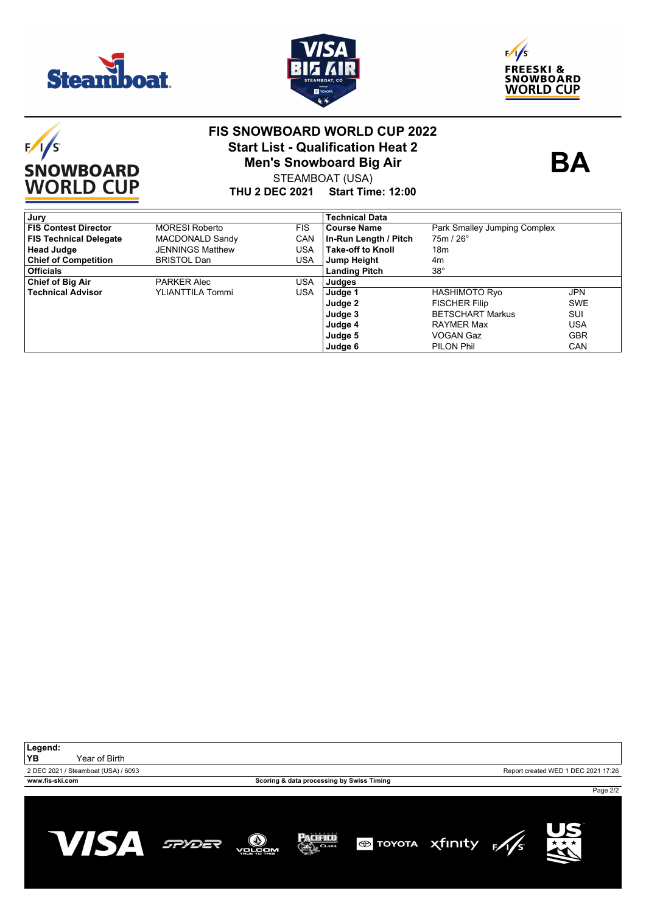# FIS SNOWBOARD WORLD CUP 2022

## Start List - Qualification Heat 2

## Men's Snowboard Big Air

STEAMBOAT (USA)

**THU 2 DEC 2021 Start Time: 12:00**

**BA**

| Jury | | | Technical Data | | |
|---|---|---|---|---|---|
| **FIS Contest Director** | MORESI Roberto | FIS | **Course Name** | Park Smalley Jumping Complex | |
| **FIS Technical Delegate** | MACDONALD Sandy | CAN | **In-Run Length / Pitch** | 75m / 26° | |
| **Head Judge** | JENNINGS Matthew | USA | **Take-off to Knoll** | 18m | |
| **Chief of Competition** | BRISTOL Dan | USA | **Jump Height** | 4m | |
| **Officials** | | | **Landing Pitch** | 38° | |
| **Chief of Big Air** | PARKER Alec | USA | **Judges** | | |
| **Technical Advisor** | YLIANTTILA Tommi | USA | **Judge 1** | HASHIMOTO Ryo | JPN |
| | | | **Judge 2** | FISCHER Filip | SWE |
| | | | **Judge 3** | BETSCHART Markus | SUI |
| | | | **Judge 4** | RAYMER Max | USA |
| | | | **Judge 5** | VOGAN Gaz | GBR |
| | | | **Judge 6** | PILON Phil | CAN |

**Legend:**

**YB** Year of Birth

2 DEC 2021 / Steamboat (USA) / 6093

Report created WED 1 DEC 2021 17:26

**www.fis-ski.com**

**Scoring & data processing by Swiss Timing**